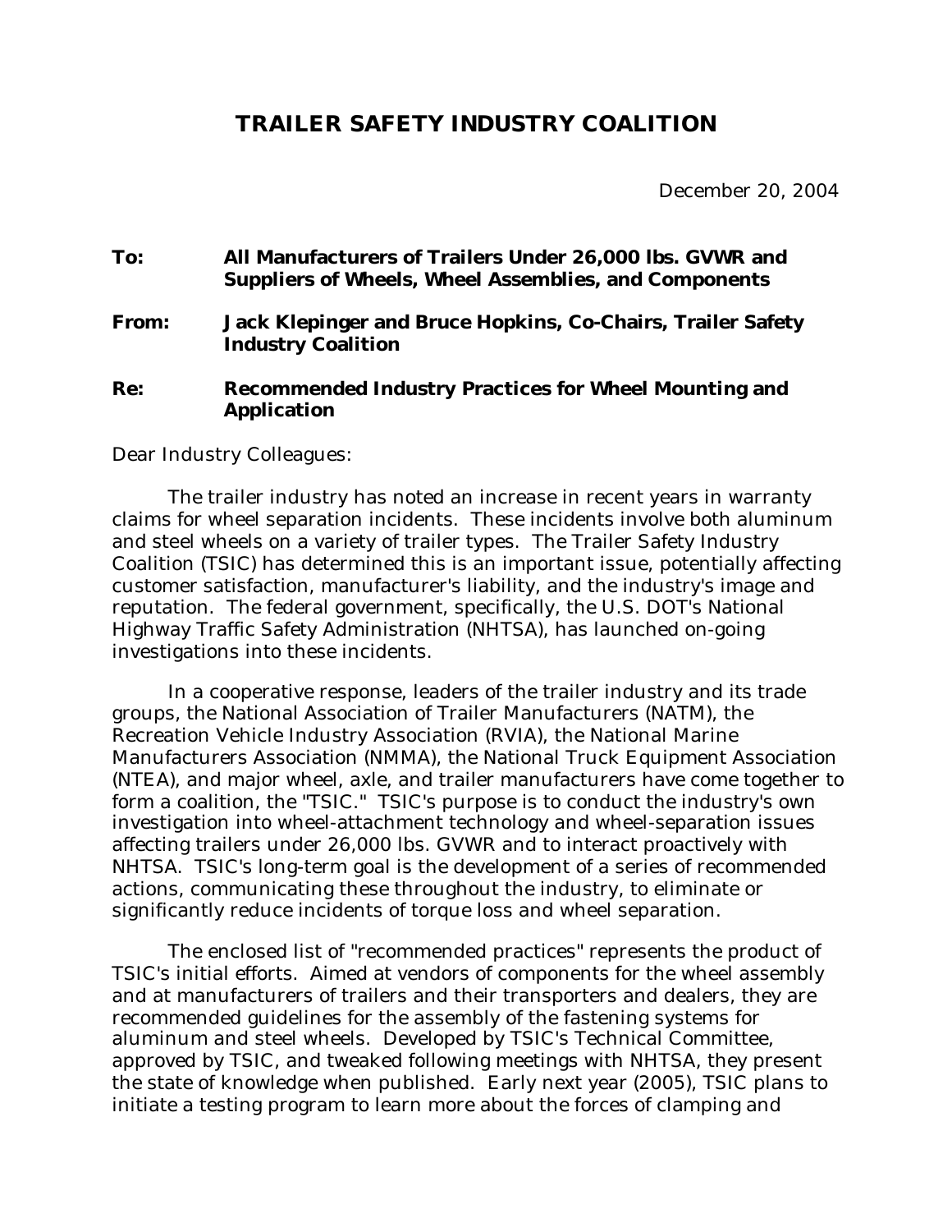# TRAILER SAFETY INDUSTRY COALITION

December 20, 2004

**To:** **All Manufacturers of Trailers Under 26,000 lbs. GVWR and Suppliers of Wheels, Wheel Assemblies, and Components**

**From:** **Jack Klepinger and Bruce Hopkins, Co-Chairs, Trailer Safety Industry Coalition**

**Re:** **Recommended Industry Practices for Wheel Mounting and Application**

Dear Industry Colleagues:

The trailer industry has noted an increase in recent years in warranty claims for wheel separation incidents. These incidents involve both aluminum and steel wheels on a variety of trailer types. The Trailer Safety Industry Coalition (TSIC) has determined this is an important issue, potentially affecting customer satisfaction, manufacturer's liability, and the industry's image and reputation. The federal government, specifically, the U.S. DOT's National Highway Traffic Safety Administration (NHTSA), has launched on-going investigations into these incidents.

In a cooperative response, leaders of the trailer industry and its trade groups, the National Association of Trailer Manufacturers (NATM), the Recreation Vehicle Industry Association (RVIA), the National Marine Manufacturers Association (NMMA), the National Truck Equipment Association (NTEA), and major wheel, axle, and trailer manufacturers have come together to form a coalition, the "TSIC." TSIC's purpose is to conduct the industry's own investigation into wheel-attachment technology and wheel-separation issues affecting trailers under 26,000 lbs. GVWR and to interact proactively with NHTSA. TSIC's long-term goal is the development of a series of recommended actions, communicating these throughout the industry, to eliminate or significantly reduce incidents of torque loss and wheel separation.

The enclosed list of "recommended practices" represents the product of TSIC's initial efforts. Aimed at vendors of components for the wheel assembly and at manufacturers of trailers and their transporters and dealers, they are recommended guidelines for the assembly of the fastening systems for aluminum and steel wheels. Developed by TSIC's Technical Committee, approved by TSIC, and tweaked following meetings with NHTSA, they present the state of knowledge when published. Early next year (2005), TSIC plans to initiate a testing program to learn more about the forces of clamping and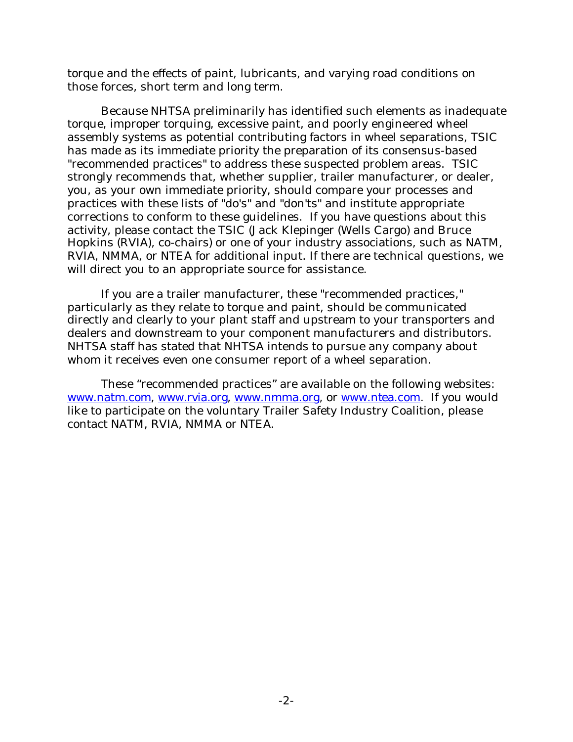torque and the effects of paint, lubricants, and varying road conditions on those forces, short term and long term.

Because NHTSA preliminarily has identified such elements as inadequate torque, improper torquing, excessive paint, and poorly engineered wheel assembly systems as potential contributing factors in wheel separations, TSIC has made as its immediate priority the preparation of its consensus-based "recommended practices" to address these suspected problem areas. TSIC strongly recommends that, whether supplier, trailer manufacturer, or dealer, you, as your own immediate priority, should compare your processes and practices with these lists of "do's" and "don'ts" and institute appropriate corrections to conform to these guidelines. If you have questions about this activity, please contact the TSIC (Jack Klepinger (Wells Cargo) and Bruce Hopkins (RVIA), co-chairs) or one of your industry associations, such as NATM, RVIA, NMMA, or NTEA for additional input. If there are technical questions, we will direct you to an appropriate source for assistance.

If you are a trailer manufacturer, these "recommended practices," particularly as they relate to torque and paint, should be communicated directly and clearly to your plant staff and upstream to your transporters and dealers and downstream to your component manufacturers and distributors. NHTSA staff has stated that NHTSA intends to pursue any company about whom it receives even one consumer report of a wheel separation.

These "recommended practices" are available on the following websites: www.natm.com, www.rvia.org, www.nmma.org, or www.ntea.com. If you would like to participate on the voluntary Trailer Safety Industry Coalition, please contact NATM, RVIA, NMMA or NTEA.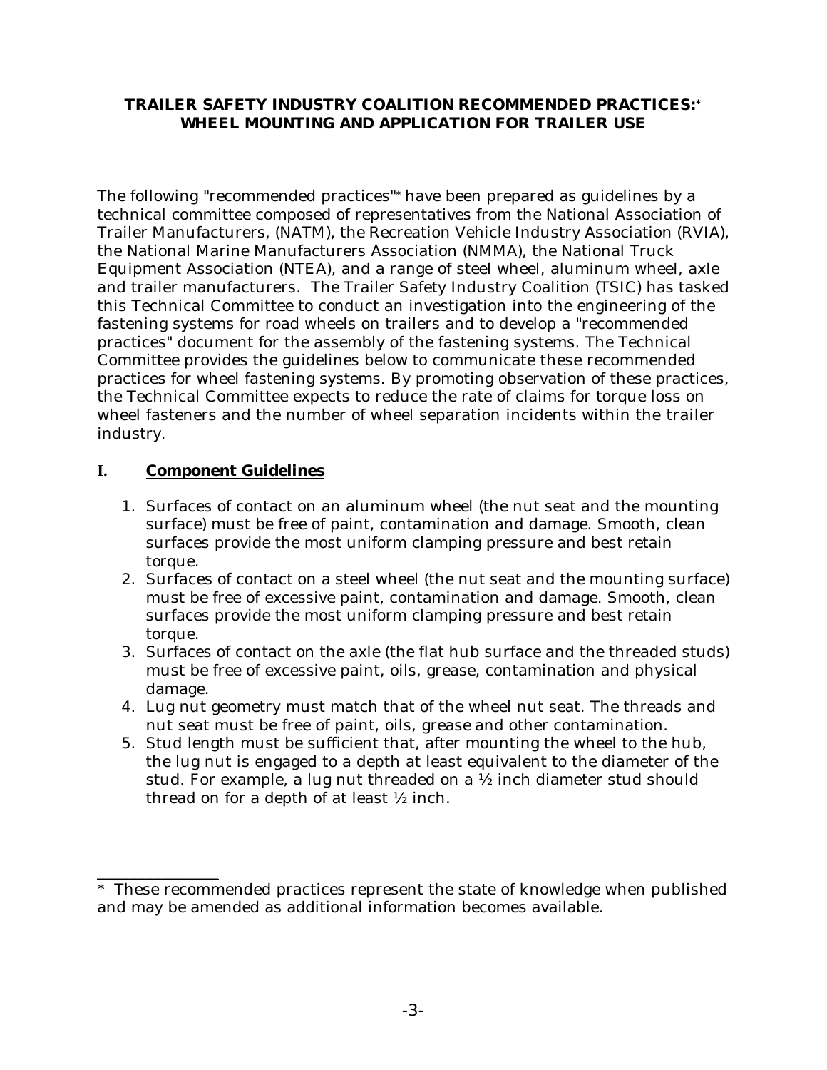# TRAILER SAFETY INDUSTRY COALITION RECOMMENDED PRACTICES:* WHEEL MOUNTING AND APPLICATION FOR TRAILER USE

The following "recommended practices"* have been prepared as guidelines by a technical committee composed of representatives from the National Association of Trailer Manufacturers, (NATM), the Recreation Vehicle Industry Association (RVIA), the National Marine Manufacturers Association (NMMA), the National Truck Equipment Association (NTEA), and a range of steel wheel, aluminum wheel, axle and trailer manufacturers. The Trailer Safety Industry Coalition (TSIC) has tasked this Technical Committee to conduct an investigation into the engineering of the fastening systems for road wheels on trailers and to develop a "recommended practices" document for the assembly of the fastening systems. The Technical Committee provides the guidelines below to communicate these recommended practices for wheel fastening systems. By promoting observation of these practices, the Technical Committee expects to reduce the rate of claims for torque loss on wheel fasteners and the number of wheel separation incidents within the trailer industry.

## I. Component Guidelines

1. Surfaces of contact on an aluminum wheel (the nut seat and the mounting surface) must be free of paint, contamination and damage. Smooth, clean surfaces provide the most uniform clamping pressure and best retain torque.
2. Surfaces of contact on a steel wheel (the nut seat and the mounting surface) must be free of excessive paint, contamination and damage. Smooth, clean surfaces provide the most uniform clamping pressure and best retain torque.
3. Surfaces of contact on the axle (the flat hub surface and the threaded studs) must be free of excessive paint, oils, grease, contamination and physical damage.
4. Lug nut geometry must match that of the wheel nut seat. The threads and nut seat must be free of paint, oils, grease and other contamination.
5. Stud length must be sufficient that, after mounting the wheel to the hub, the lug nut is engaged to a depth at least equivalent to the diameter of the stud. For example, a lug nut threaded on a ½ inch diameter stud should thread on for a depth of at least ½ inch.

---

* These recommended practices represent the state of knowledge when published and may be amended as additional information becomes available.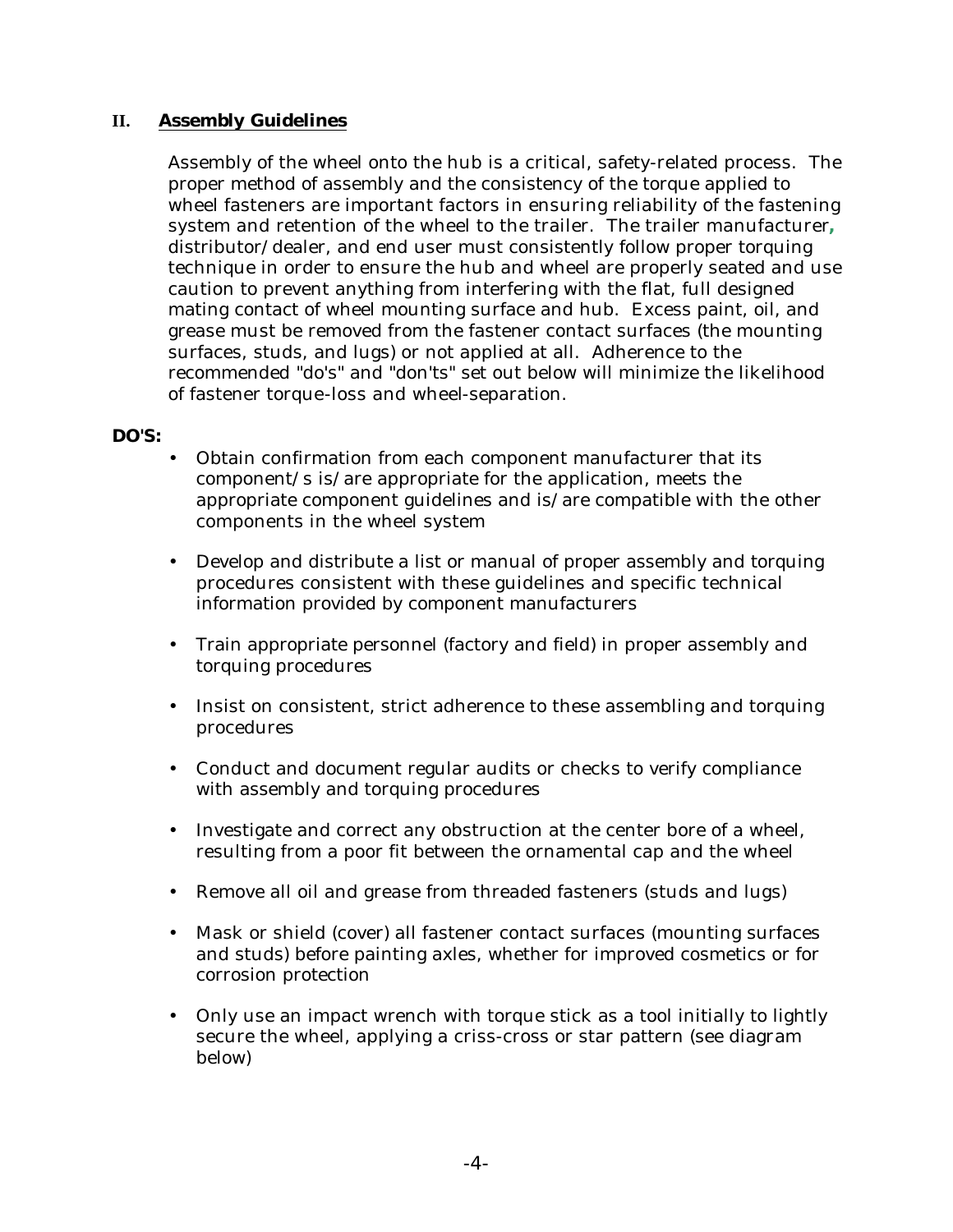## II. Assembly Guidelines

Assembly of the wheel onto the hub is a critical, safety-related process. The proper method of assembly and the consistency of the torque applied to wheel fasteners are important factors in ensuring reliability of the fastening system and retention of the wheel to the trailer. The trailer manufacturer, distributor/dealer, and end user must consistently follow proper torquing technique in order to ensure the hub and wheel are properly seated and use caution to prevent anything from interfering with the flat, full designed mating contact of wheel mounting surface and hub. Excess paint, oil, and grease must be removed from the fastener contact surfaces (the mounting surfaces, studs, and lugs) or not applied at all. Adherence to the recommended "do's" and "don'ts" set out below will minimize the likelihood of fastener torque-loss and wheel-separation.

**DO'S:**

- Obtain confirmation from each component manufacturer that its component/s is/are appropriate for the application, meets the appropriate component guidelines and is/are compatible with the other components in the wheel system
- Develop and distribute a list or manual of proper assembly and torquing procedures consistent with these guidelines and specific technical information provided by component manufacturers
- Train appropriate personnel (factory and field) in proper assembly and torquing procedures
- Insist on consistent, strict adherence to these assembling and torquing procedures
- Conduct and document regular audits or checks to verify compliance with assembly and torquing procedures
- Investigate and correct any obstruction at the center bore of a wheel, resulting from a poor fit between the ornamental cap and the wheel
- Remove all oil and grease from threaded fasteners (studs and lugs)
- Mask or shield (cover) all fastener contact surfaces (mounting surfaces and studs) before painting axles, whether for improved cosmetics or for corrosion protection
- Only use an impact wrench with torque stick as a tool initially to lightly secure the wheel, applying a criss-cross or star pattern (see diagram below)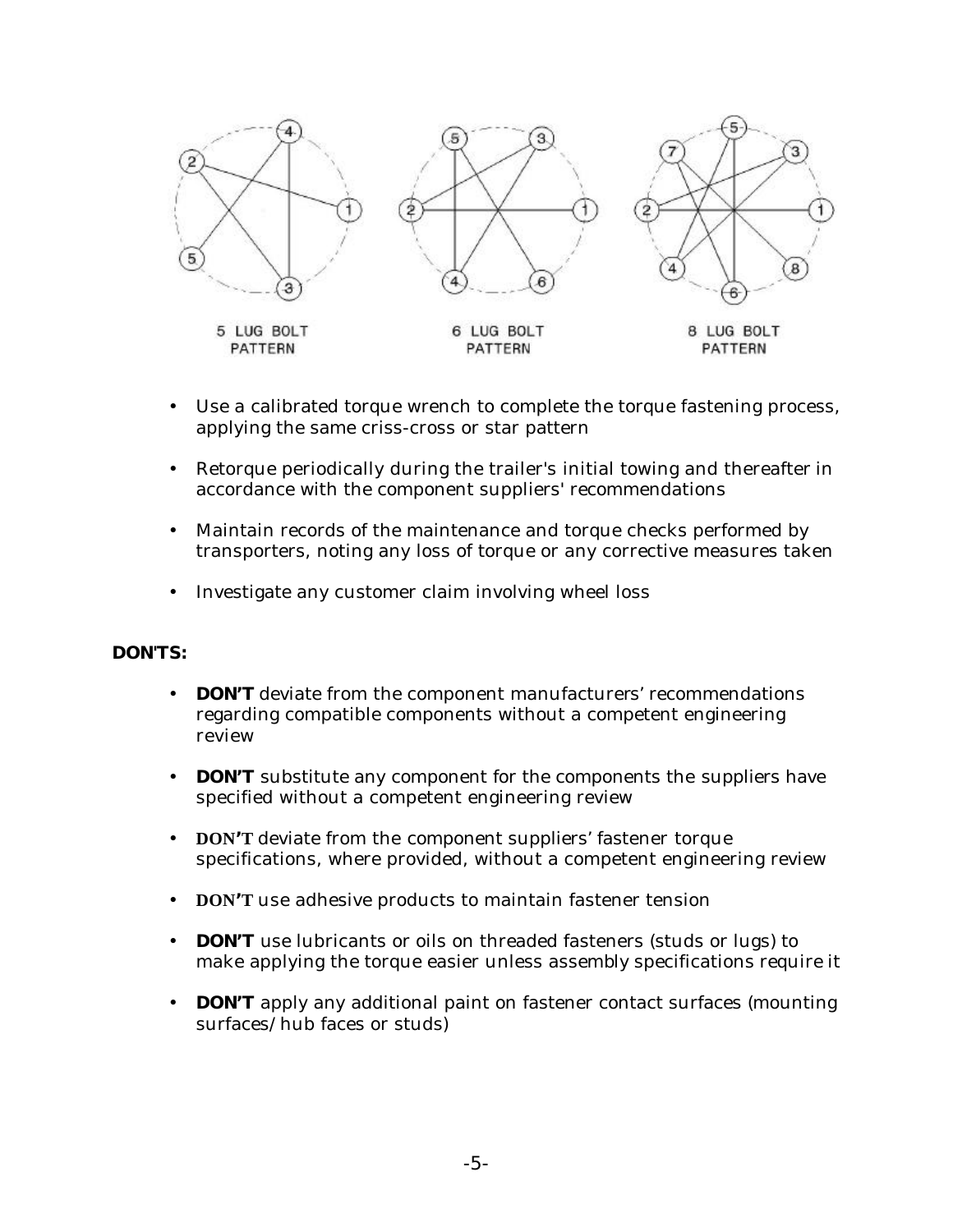5 LUG BOLT PATTERN

6 LUG BOLT PATTERN

8 LUG BOLT PATTERN

- Use a calibrated torque wrench to complete the torque fastening process, applying the same criss-cross or star pattern
- Retorque periodically during the trailer's initial towing and thereafter in accordance with the component suppliers' recommendations
- Maintain records of the maintenance and torque checks performed by transporters, noting any loss of torque or any corrective measures taken
- Investigate any customer claim involving wheel loss

**DON'TS:**

- **DON'T** deviate from the component manufacturers' recommendations regarding compatible components without a competent engineering review
- **DON'T** substitute any component for the components the suppliers have specified without a competent engineering review
- **DON'T** deviate from the component suppliers' fastener torque specifications, where provided, without a competent engineering review
- **DON'T** use adhesive products to maintain fastener tension
- **DON'T** use lubricants or oils on threaded fasteners (studs or lugs) to make applying the torque easier unless assembly specifications require it
- **DON'T** apply any additional paint on fastener contact surfaces (mounting surfaces/hub faces or studs)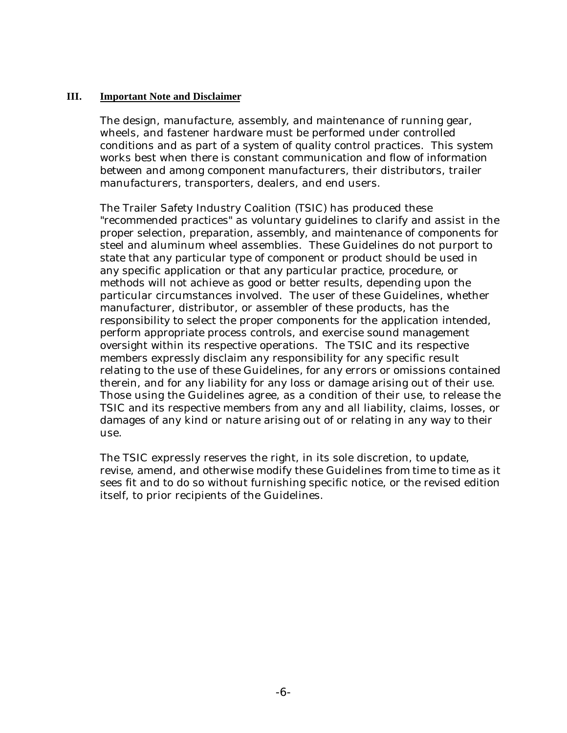## III. Important Note and Disclaimer

The design, manufacture, assembly, and maintenance of running gear, wheels, and fastener hardware must be performed under controlled conditions and as part of a system of quality control practices. This system works best when there is constant communication and flow of information between and among component manufacturers, their distributors, trailer manufacturers, transporters, dealers, and end users.

The Trailer Safety Industry Coalition (TSIC) has produced these "recommended practices" as voluntary guidelines to clarify and assist in the proper selection, preparation, assembly, and maintenance of components for steel and aluminum wheel assemblies. These Guidelines do not purport to state that any particular type of component or product should be used in any specific application or that any particular practice, procedure, or methods will not achieve as good or better results, depending upon the particular circumstances involved. The user of these Guidelines, whether manufacturer, distributor, or assembler of these products, has the responsibility to select the proper components for the application intended, perform appropriate process controls, and exercise sound management oversight within its respective operations. The TSIC and its respective members expressly disclaim any responsibility for any specific result relating to the use of these Guidelines, for any errors or omissions contained therein, and for any liability for any loss or damage arising out of their use. Those using the Guidelines agree, as a condition of their use, to release the TSIC and its respective members from any and all liability, claims, losses, or damages of any kind or nature arising out of or relating in any way to their use.

The TSIC expressly reserves the right, in its sole discretion, to update, revise, amend, and otherwise modify these Guidelines from time to time as it sees fit and to do so without furnishing specific notice, or the revised edition itself, to prior recipients of the Guidelines.